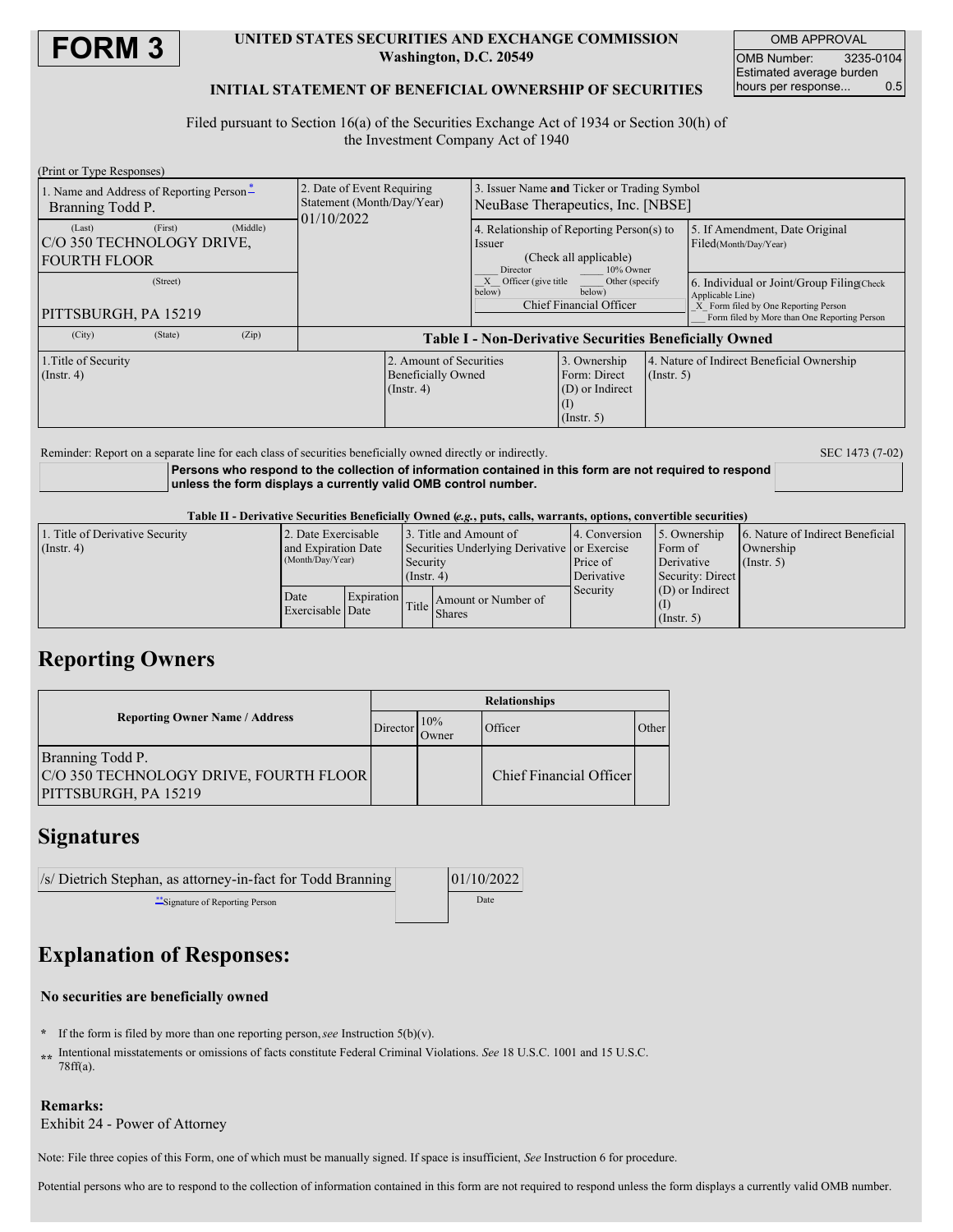# FORM 3

**UNITED STATES SECURITIES AND EXCHANGE COMMISSION**
**Washington, D.C. 20549**

**INITIAL STATEMENT OF BENEFICIAL OWNERSHIP OF SECURITIES**

| OMB APPROVAL | |
|---|---|
| OMB Number: | 3235-0104 |
| Estimated average burden hours per response... | 0.5 |

Filed pursuant to Section 16(a) of the Securities Exchange Act of 1934 or Section 30(h) of the Investment Company Act of 1940

(Print or Type Responses)

| 1. Name and Address of Reporting Person* | 2. Date of Event Requiring Statement (Month/Day/Year) | 3. Issuer Name **and** Ticker or Trading Symbol |
|---|---|---|
| Branning Todd P. | 01/10/2022 | NeuBase Therapeutics, Inc. [NBSE] |
| (Last) (First) (Middle) C/O 350 TECHNOLOGY DRIVE, FOURTH FLOOR | | 4. Relationship of Reporting Person(s) to Issuer (Check all applicable) ___ Director ___ 10% Owner _X_ Officer (give title below) ___ Other (specify below) Chief Financial Officer |
| (Street) PITTSBURGH, PA 15219 | | 5. If Amendment, Date Original Filed(Month/Day/Year) |
| (City) (State) (Zip) | | 6. Individual or Joint/Group Filing(Check Applicable Line) _X_ Form filed by One Reporting Person ___ Form filed by More than One Reporting Person |

**Table I - Non-Derivative Securities Beneficially Owned**

| 1.Title of Security (Instr. 4) | 2. Amount of Securities Beneficially Owned (Instr. 4) | 3. Ownership Form: Direct (D) or Indirect (I) (Instr. 5) | 4. Nature of Indirect Beneficial Ownership (Instr. 5) |
|---|---|---|---|

Reminder: Report on a separate line for each class of securities beneficially owned directly or indirectly.

SEC 1473 (7-02)

**Persons who respond to the collection of information contained in this form are not required to respond unless the form displays a currently valid OMB control number.**

**Table II - Derivative Securities Beneficially Owned (*e.g.*, puts, calls, warrants, options, convertible securities)**

| 1. Title of Derivative Security (Instr. 4) | 2. Date Exercisable and Expiration Date (Month/Day/Year) | | 3. Title and Amount of Securities Underlying Derivative Security (Instr. 4) | | 4. Conversion or Exercise Price of Derivative Security | 5. Ownership Form of Derivative Security: Direct (D) or Indirect (I) (Instr. 5) | 6. Nature of Indirect Beneficial Ownership (Instr. 5) |
|---|---|---|---|---|---|---|---|
| | Date Exercisable | Expiration Date | Title | Amount or Number of Shares | | | |

## Reporting Owners

| Reporting Owner Name / Address | Relationships | | | |
|---|---|---|---|---|
| | Director | 10% Owner | Officer | Other |
| Branning Todd P. C/O 350 TECHNOLOGY DRIVE, FOURTH FLOOR PITTSBURGH, PA 15219 | | | Chief Financial Officer | |

## Signatures

| /s/ Dietrich Stephan, as attorney-in-fact for Todd Branning | 01/10/2022 |
|---|---|
| **Signature of Reporting Person | Date |

## Explanation of Responses:

**No securities are beneficially owned**

\* If the form is filed by more than one reporting person, *see* Instruction 5(b)(v).

\** Intentional misstatements or omissions of facts constitute Federal Criminal Violations. *See* 18 U.S.C. 1001 and 15 U.S.C. 78ff(a).

**Remarks:**
Exhibit 24 - Power of Attorney

Note: File three copies of this Form, one of which must be manually signed. If space is insufficient, *See* Instruction 6 for procedure.

Potential persons who are to respond to the collection of information contained in this form are not required to respond unless the form displays a currently valid OMB number.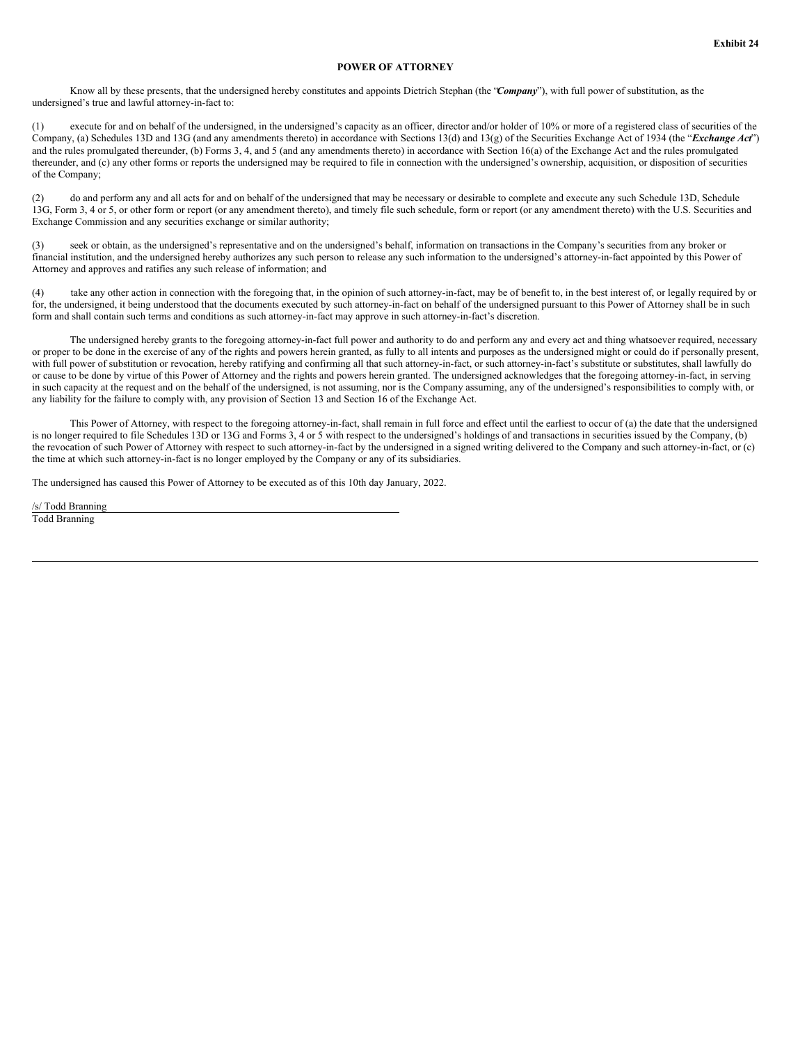**Exhibit 24**

**POWER OF ATTORNEY**

Know all by these presents, that the undersigned hereby constitutes and appoints Dietrich Stephan (the "***Company***"), with full power of substitution, as the undersigned's true and lawful attorney-in-fact to:

(1) execute for and on behalf of the undersigned, in the undersigned's capacity as an officer, director and/or holder of 10% or more of a registered class of securities of the Company, (a) Schedules 13D and 13G (and any amendments thereto) in accordance with Sections 13(d) and 13(g) of the Securities Exchange Act of 1934 (the "***Exchange Act***") and the rules promulgated thereunder, (b) Forms 3, 4, and 5 (and any amendments thereto) in accordance with Section 16(a) of the Exchange Act and the rules promulgated thereunder, and (c) any other forms or reports the undersigned may be required to file in connection with the undersigned's ownership, acquisition, or disposition of securities of the Company;

(2) do and perform any and all acts for and on behalf of the undersigned that may be necessary or desirable to complete and execute any such Schedule 13D, Schedule 13G, Form 3, 4 or 5, or other form or report (or any amendment thereto), and timely file such schedule, form or report (or any amendment thereto) with the U.S. Securities and Exchange Commission and any securities exchange or similar authority;

(3) seek or obtain, as the undersigned's representative and on the undersigned's behalf, information on transactions in the Company's securities from any broker or financial institution, and the undersigned hereby authorizes any such person to release any such information to the undersigned's attorney-in-fact appointed by this Power of Attorney and approves and ratifies any such release of information; and

(4) take any other action in connection with the foregoing that, in the opinion of such attorney-in-fact, may be of benefit to, in the best interest of, or legally required by or for, the undersigned, it being understood that the documents executed by such attorney-in-fact on behalf of the undersigned pursuant to this Power of Attorney shall be in such form and shall contain such terms and conditions as such attorney-in-fact may approve in such attorney-in-fact's discretion.

The undersigned hereby grants to the foregoing attorney-in-fact full power and authority to do and perform any and every act and thing whatsoever required, necessary or proper to be done in the exercise of any of the rights and powers herein granted, as fully to all intents and purposes as the undersigned might or could do if personally present, with full power of substitution or revocation, hereby ratifying and confirming all that such attorney-in-fact, or such attorney-in-fact's substitute or substitutes, shall lawfully do or cause to be done by virtue of this Power of Attorney and the rights and powers herein granted. The undersigned acknowledges that the foregoing attorney-in-fact, in serving in such capacity at the request and on the behalf of the undersigned, is not assuming, nor is the Company assuming, any of the undersigned's responsibilities to comply with, or any liability for the failure to comply with, any provision of Section 13 and Section 16 of the Exchange Act.

This Power of Attorney, with respect to the foregoing attorney-in-fact, shall remain in full force and effect until the earliest to occur of (a) the date that the undersigned is no longer required to file Schedules 13D or 13G and Forms 3, 4 or 5 with respect to the undersigned's holdings of and transactions in securities issued by the Company, (b) the revocation of such Power of Attorney with respect to such attorney-in-fact by the undersigned in a signed writing delivered to the Company and such attorney-in-fact, or (c) the time at which such attorney-in-fact is no longer employed by the Company or any of its subsidiaries.

The undersigned has caused this Power of Attorney to be executed as of this 10th day January, 2022.

/s/ Todd Branning

Todd Branning